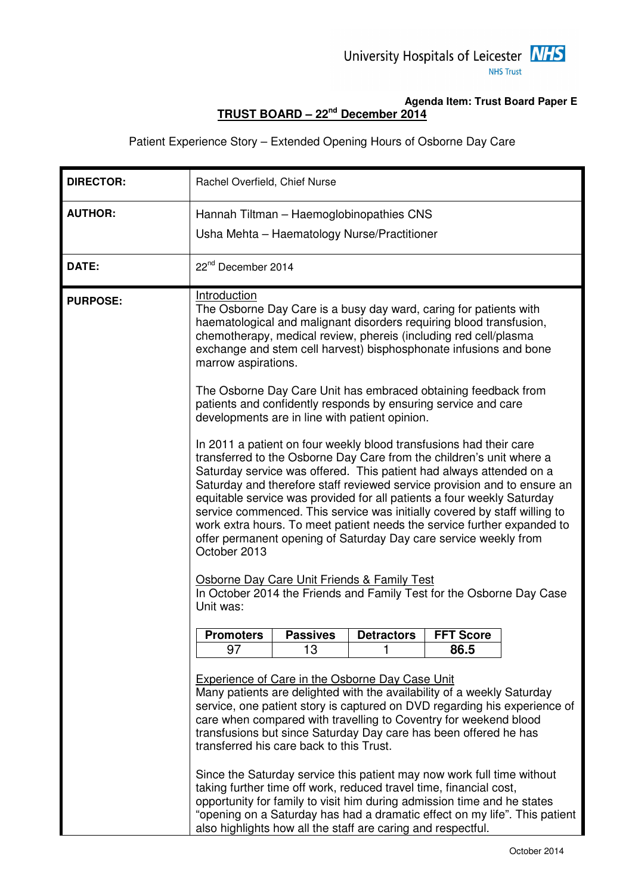University Hospitals of Leicester NHS Trust

**Agenda Item: Trust Board Paper E**

## TRUST BOARD – 22nd December 2014

Patient Experience Story – Extended Opening Hours of Osborne Day Care

| | |
|---|---|
| **DIRECTOR:** | Rachel Overfield, Chief Nurse |
| **AUTHOR:** | Hannah Tiltman – Haemoglobinopathies CNS<br>Usha Mehta – Haematology Nurse/Practitioner |
| **DATE:** | 22nd December 2014 |

**PURPOSE:**

Introduction

The Osborne Day Care is a busy day ward, caring for patients with haematological and malignant disorders requiring blood transfusion, chemotherapy, medical review, phereis (including red cell/plasma exchange and stem cell harvest) bisphosphonate infusions and bone marrow aspirations.

The Osborne Day Care Unit has embraced obtaining feedback from patients and confidently responds by ensuring service and care developments are in line with patient opinion.

In 2011 a patient on four weekly blood transfusions had their care transferred to the Osborne Day Care from the children's unit where a Saturday service was offered. This patient had always attended on a Saturday and therefore staff reviewed service provision and to ensure an equitable service was provided for all patients a four weekly Saturday service commenced. This service was initially covered by staff willing to work extra hours. To meet patient needs the service further expanded to offer permanent opening of Saturday Day care service weekly from October 2013

Osborne Day Care Unit Friends & Family Test

In October 2014 the Friends and Family Test for the Osborne Day Case Unit was:

| Promoters | Passives | Detractors | FFT Score |
|---|---|---|---|
| 97 | 13 | 1 | **86.5** |

Experience of Care in the Osborne Day Case Unit

Many patients are delighted with the availability of a weekly Saturday service, one patient story is captured on DVD regarding his experience of care when compared with travelling to Coventry for weekend blood transfusions but since Saturday Day care has been offered he has transferred his care back to this Trust.

Since the Saturday service this patient may now work full time without taking further time off work, reduced travel time, financial cost, opportunity for family to visit him during admission time and he states "opening on a Saturday has had a dramatic effect on my life". This patient also highlights how all the staff are caring and respectful.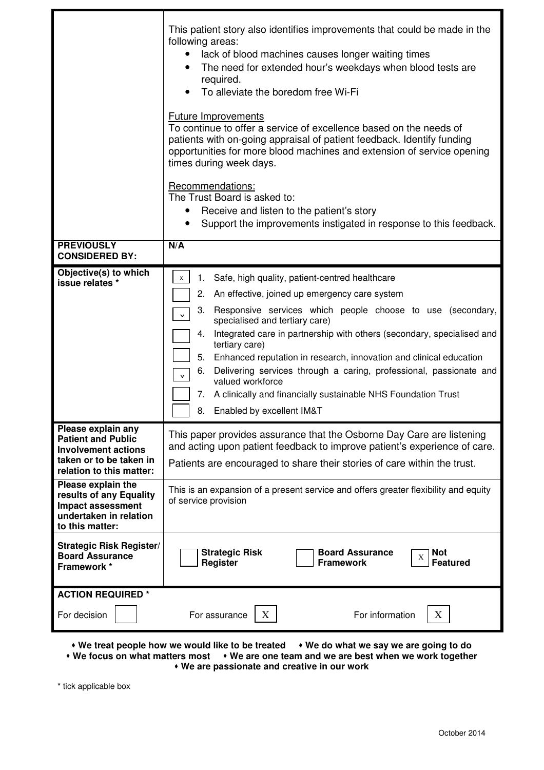| | |
|---|---|
| | This patient story also identifies improvements that could be made in the following areas:<br>• lack of blood machines causes longer waiting times<br>• The need for extended hour's weekdays when blood tests are required.<br>• To alleviate the boredom free Wi-Fi<br><br>Future Improvements<br>To continue to offer a service of excellence based on the needs of patients with on-going appraisal of patient feedback. Identify funding opportunities for more blood machines and extension of service opening times during week days.<br><br>Recommendations:<br>The Trust Board is asked to:<br>• Receive and listen to the patient's story<br>• Support the improvements instigated in response to this feedback. |
| **PREVIOUSLY CONSIDERED BY:** | **N/A** |
| **Objective(s) to which issue relates *** | [x] 1. Safe, high quality, patient-centred healthcare<br>[ ] 2. An effective, joined up emergency care system<br>[v] 3. Responsive services which people choose to use (secondary, specialised and tertiary care)<br>[ ] 4. Integrated care in partnership with others (secondary, specialised and tertiary care)<br>[ ] 5. Enhanced reputation in research, innovation and clinical education<br>[v] 6. Delivering services through a caring, professional, passionate and valued workforce<br>[ ] 7. A clinically and financially sustainable NHS Foundation Trust<br>[ ] 8. Enabled by excellent IM&T |
| **Please explain any Patient and Public Involvement actions taken or to be taken in relation to this matter:** | This paper provides assurance that the Osborne Day Care are listening and acting upon patient feedback to improve patient's experience of care.<br>Patients are encouraged to share their stories of care within the trust. |
| **Please explain the results of any Equality Impact assessment undertaken in relation to this matter:** | This is an expansion of a present service and offers greater flexibility and equity of service provision |
| **Strategic Risk Register/ Board Assurance Framework *** | [ ] **Strategic Risk Register** [ ] **Board Assurance Framework** [X] **Not Featured** |

**ACTION REQUIRED ***

For decision [ ] For assurance [X] For information [X]

**⬧ We treat people how we would like to be treated ⬧ We do what we say we are going to do**
**⬧ We focus on what matters most ⬧ We are one team and we are best when we work together**
**⬧ We are passionate and creative in our work**

\* tick applicable box

October 2014